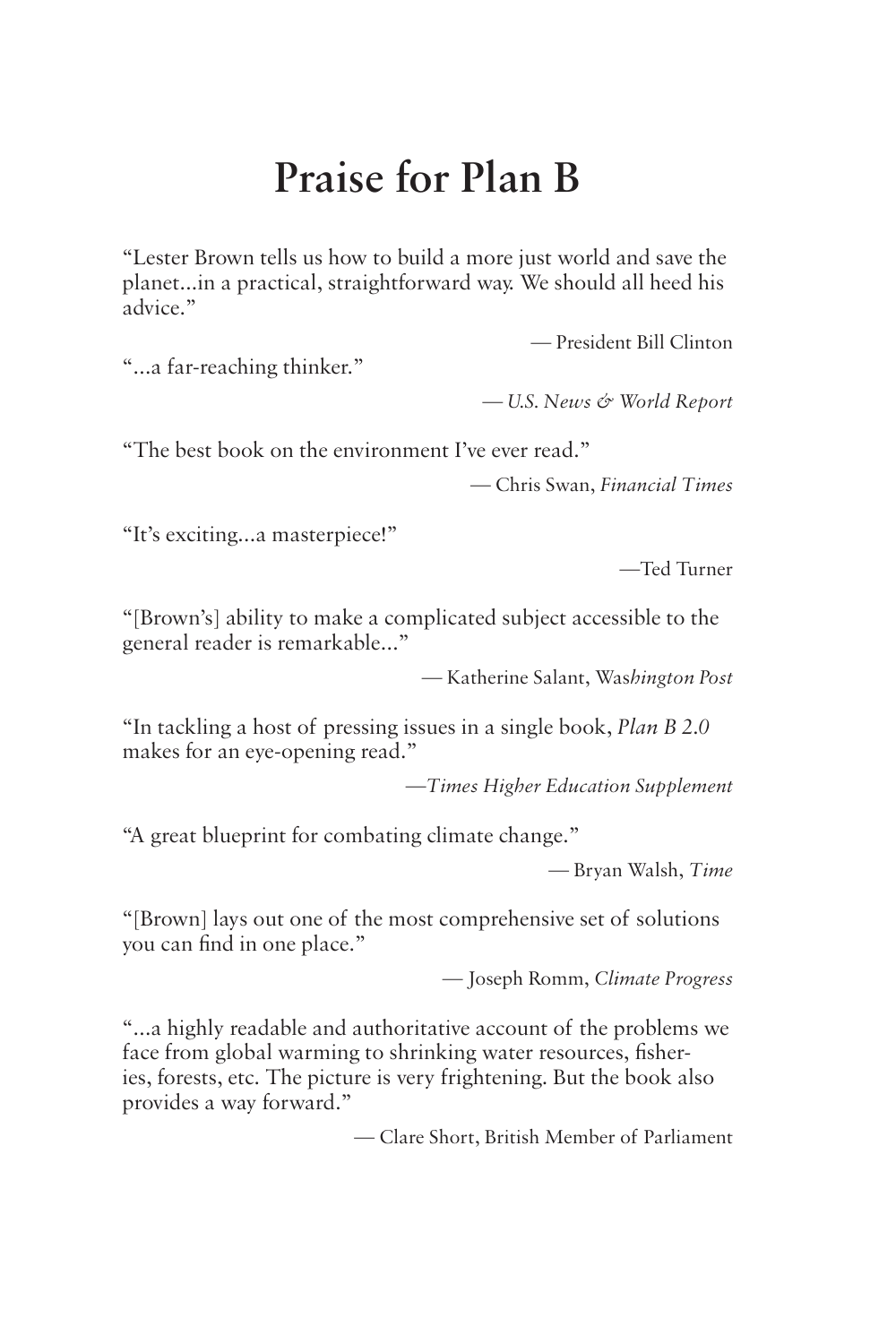# Praise for Plan B

"Lester Brown tells us how to build a more just world and save the planet...in a practical, straightforward way. We should all heed his advice."

— President Bill Clinton

"...a far-reaching thinker."

— *U.S. News & World Report*

"The best book on the environment I've ever read."

— Chris Swan, *Financial Times*

"It's exciting...a masterpiece!"

—Ted Turner

"[Brown's] ability to make a complicated subject accessible to the general reader is remarkable..."

— Katherine Salant, *Washington Post*

"In tackling a host of pressing issues in a single book, *Plan B 2.0* makes for an eye-opening read."

—*Times Higher Education Supplement*

"A great blueprint for combating climate change."

— Bryan Walsh, *Time*

"[Brown] lays out one of the most comprehensive set of solutions you can find in one place."

— Joseph Romm, *Climate Progress*

"...a highly readable and authoritative account of the problems we face from global warming to shrinking water resources, fisheries, forests, etc. The picture is very frightening. But the book also provides a way forward."

— Clare Short, British Member of Parliament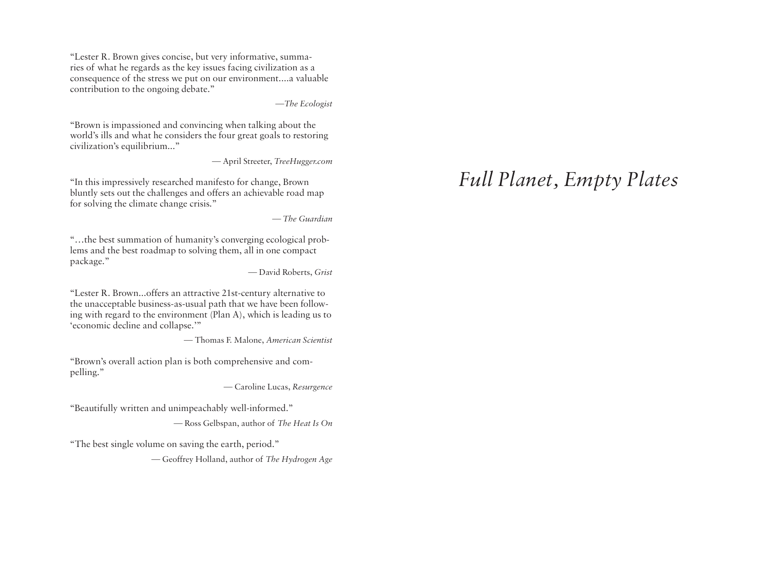"Lester R. Brown gives concise, but very informative, summaries of what he regards as the key issues facing civilization as a consequence of the stress we put on our environment....a valuable contribution to the ongoing debate."

—*The Ecologist*

"Brown is impassioned and convincing when talking about the world's ills and what he considers the four great goals to restoring civilization's equilibrium..."

— April Streeter, *TreeHugger.com*

"In this impressively researched manifesto for change, Brown bluntly sets out the challenges and offers an achievable road map for solving the climate change crisis."

— *The Guardian*

"…the best summation of humanity's converging ecological problems and the best roadmap to solving them, all in one compact package."

— David Roberts, *Grist*

"Lester R. Brown...offers an attractive 21st-century alternative to the unacceptable business-as-usual path that we have been following with regard to the environment (Plan A), which is leading us to 'economic decline and collapse.'"

— Thomas F. Malone, *American Scientist*

"Brown's overall action plan is both comprehensive and compelling."

— Caroline Lucas, *Resurgence*

"Beautifully written and unimpeachably well-informed."

— Ross Gelbspan, author of *The Heat Is On*

"The best single volume on saving the earth, period."

— Geoffrey Holland, author of *The Hydrogen Age*

# *Full Planet, Empty Plates*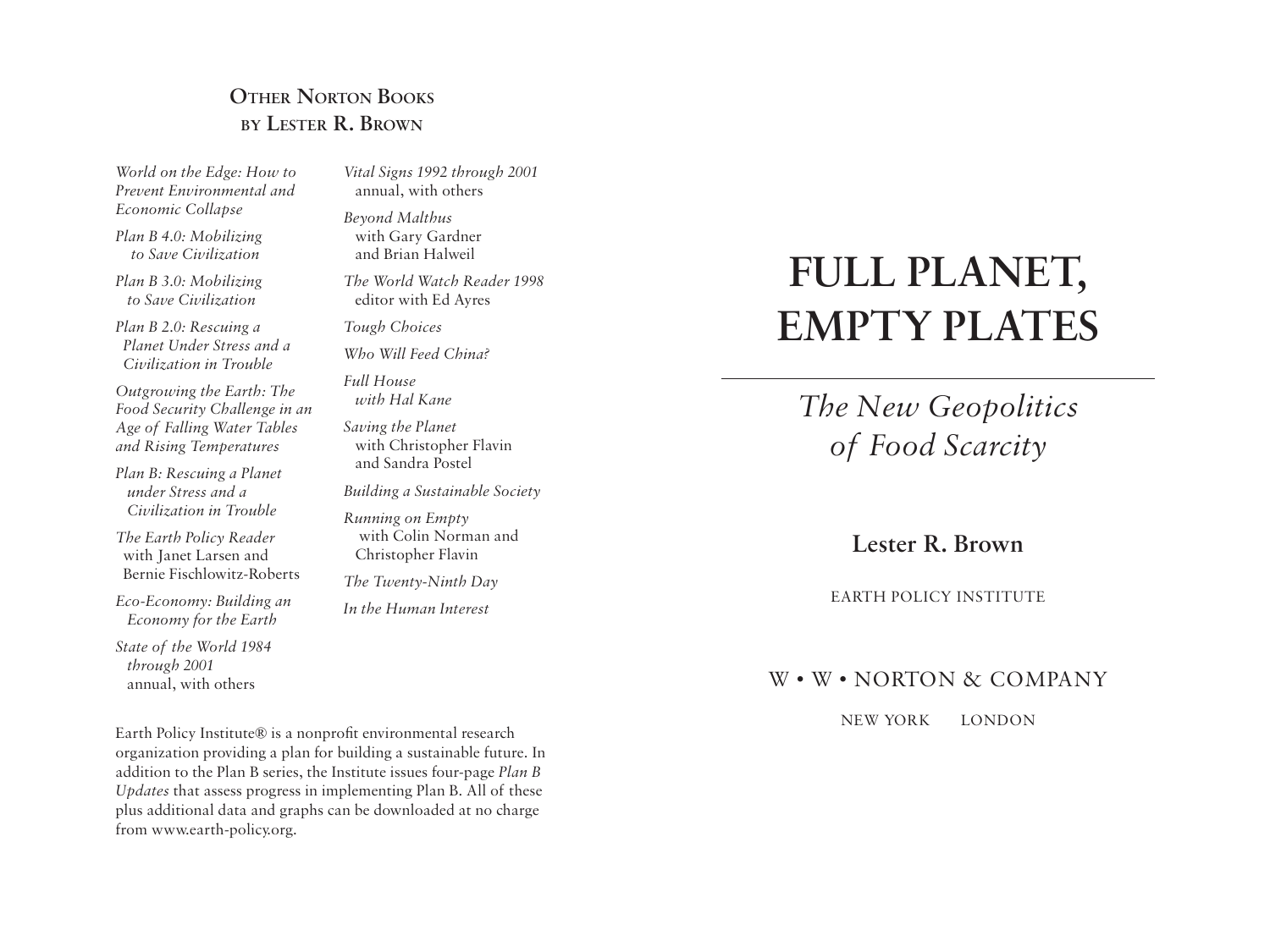## Other Norton Books by Lester R. Brown

*World on the Edge: How to Prevent Environmental and Economic Collapse*

*Plan B 4.0: Mobilizing to Save Civilization*

*Plan B 3.0: Mobilizing to Save Civilization*

*Plan B 2.0: Rescuing a Planet Under Stress and a Civilization in Trouble*

*Outgrowing the Earth: The Food Security Challenge in an Age of Falling Water Tables and Rising Temperatures*

*Plan B: Rescuing a Planet under Stress and a Civilization in Trouble*

*The Earth Policy Reader* with Janet Larsen and Bernie Fischlowitz-Roberts

*Eco-Economy: Building an Economy for the Earth*

*State of the World 1984 through 2001* annual, with others

*Vital Signs 1992 through 2001* annual, with others

*Beyond Malthus* with Gary Gardner and Brian Halweil

*The World Watch Reader 1998* editor with Ed Ayres

*Tough Choices*

*Who Will Feed China?*

*Full House with Hal Kane*

*Saving the Planet* with Christopher Flavin and Sandra Postel

*Building a Sustainable Society*

*Running on Empty* with Colin Norman and Christopher Flavin

*The Twenty-Ninth Day*

*In the Human Interest*

Earth Policy Institute® is a nonprofit environmental research organization providing a plan for building a sustainable future. In addition to the Plan B series, the Institute issues four-page *Plan B Updates* that assess progress in implementing Plan B. All of these plus additional data and graphs can be downloaded at no charge from www.earth-policy.org.

# FULL PLANET, EMPTY PLATES

## *The New Geopolitics of Food Scarcity*

**Lester R. Brown**

EARTH POLICY INSTITUTE

W • W • NORTON & COMPANY

NEW YORK LONDON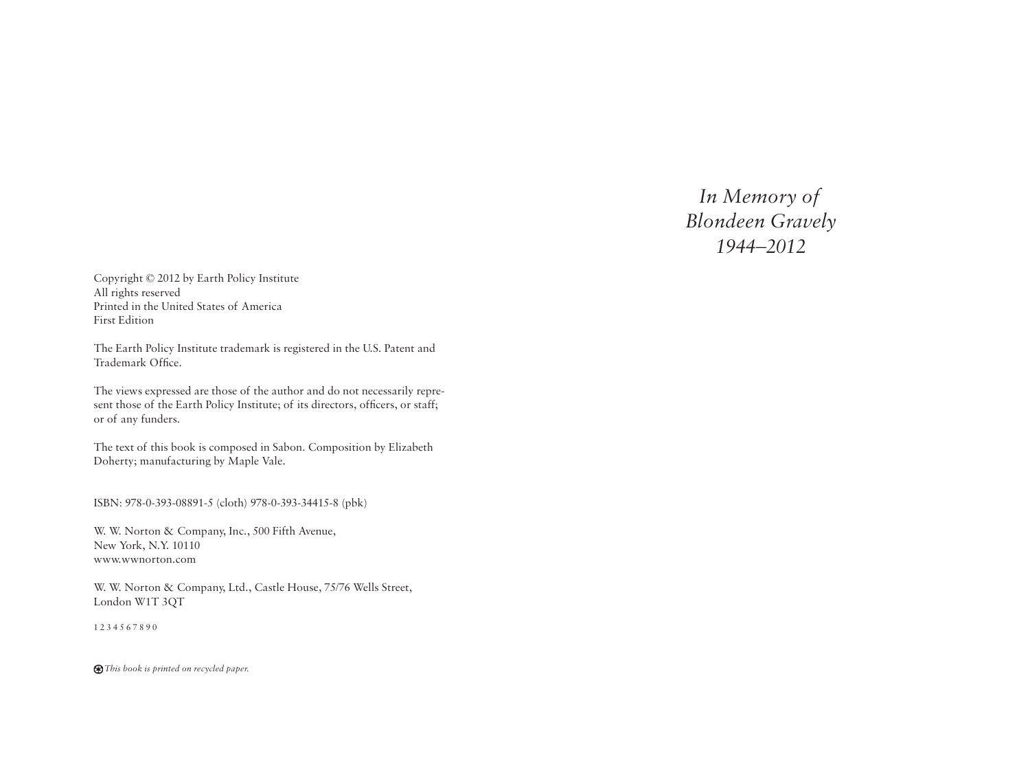*In Memory of*
*Blondeen Gravely*
*1944–2012*

Copyright © 2012 by Earth Policy Institute
All rights reserved
Printed in the United States of America
First Edition

The Earth Policy Institute trademark is registered in the U.S. Patent and Trademark Office.

The views expressed are those of the author and do not necessarily represent those of the Earth Policy Institute; of its directors, officers, or staff; or of any funders.

The text of this book is composed in Sabon. Composition by Elizabeth Doherty; manufacturing by Maple Vale.

ISBN: 978-0-393-08891-5 (cloth) 978-0-393-34415-8 (pbk)

W. W. Norton & Company, Inc., 500 Fifth Avenue,
New York, N.Y. 10110
www.wwnorton.com

W. W. Norton & Company, Ltd., Castle House, 75/76 Wells Street,
London W1T 3QT

1 2 3 4 5 6 7 8 9 0

*This book is printed on recycled paper.*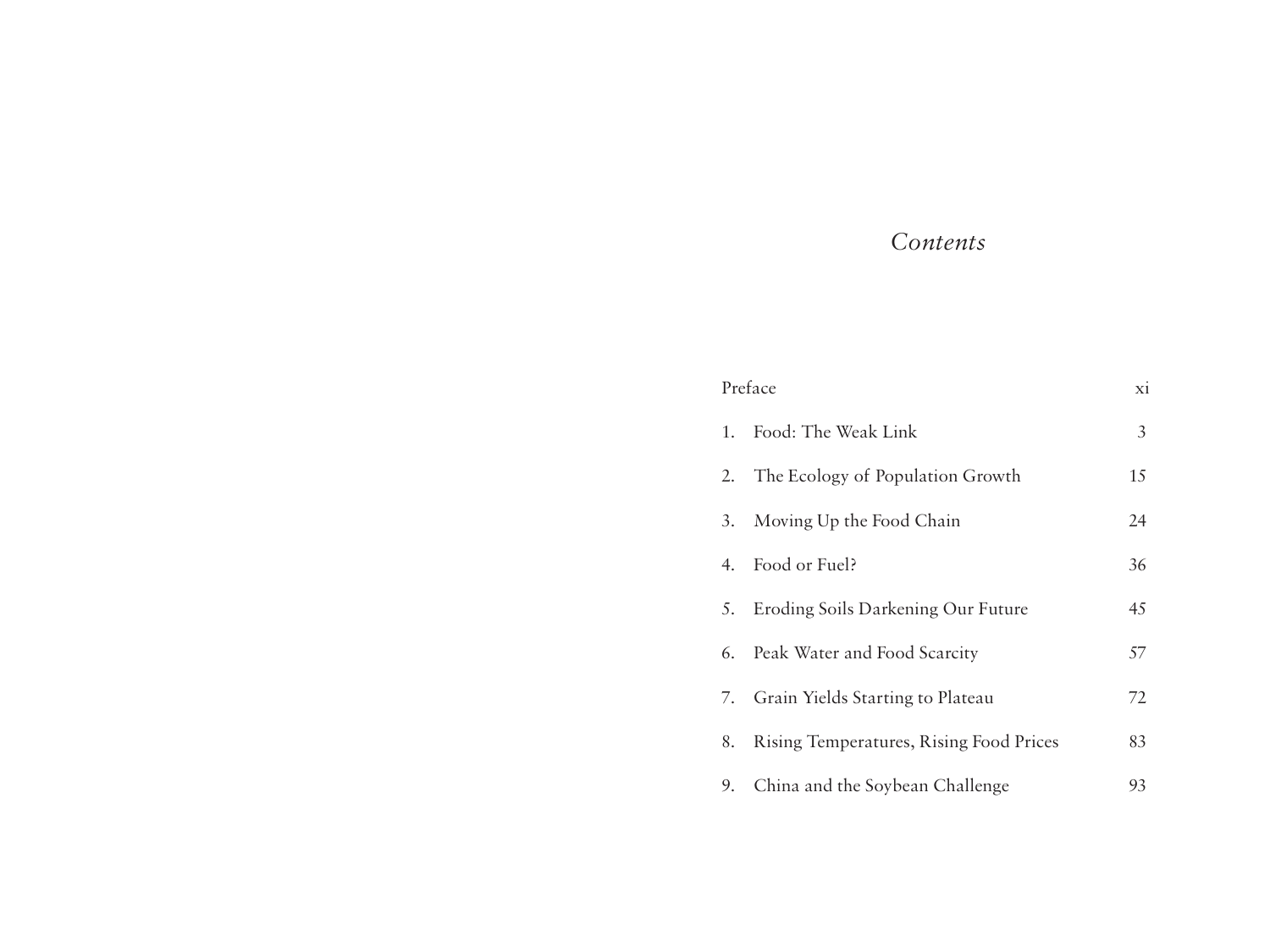# *Contents*

| | |
|---|---|
| Preface | xi |
| 1. Food: The Weak Link | 3 |
| 2. The Ecology of Population Growth | 15 |
| 3. Moving Up the Food Chain | 24 |
| 4. Food or Fuel? | 36 |
| 5. Eroding Soils Darkening Our Future | 45 |
| 6. Peak Water and Food Scarcity | 57 |
| 7. Grain Yields Starting to Plateau | 72 |
| 8. Rising Temperatures, Rising Food Prices | 83 |
| 9. China and the Soybean Challenge | 93 |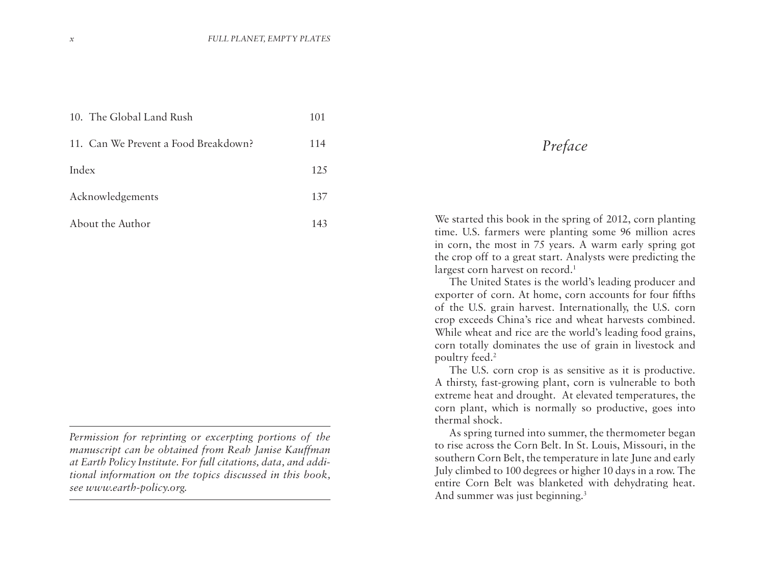| | |
|---|---|
| 10. The Global Land Rush | 101 |
| 11. Can We Prevent a Food Breakdown? | 114 |
| Index | 125 |
| Acknowledgements | 137 |
| About the Author | 143 |

---

*Permission for reprinting or excerpting portions of the manuscript can be obtained from Reah Janise Kauffman at Earth Policy Institute. For full citations, data, and additional information on the topics discussed in this book, see www.earth-policy.org.*

---

# *Preface*

We started this book in the spring of 2012, corn planting time. U.S. farmers were planting some 96 million acres in corn, the most in 75 years. A warm early spring got the crop off to a great start. Analysts were predicting the largest corn harvest on record.[1]

The United States is the world's leading producer and exporter of corn. At home, corn accounts for four fifths of the U.S. grain harvest. Internationally, the U.S. corn crop exceeds China's rice and wheat harvests combined. While wheat and rice are the world's leading food grains, corn totally dominates the use of grain in livestock and poultry feed.[2]

The U.S. corn crop is as sensitive as it is productive. A thirsty, fast-growing plant, corn is vulnerable to both extreme heat and drought. At elevated temperatures, the corn plant, which is normally so productive, goes into thermal shock.

As spring turned into summer, the thermometer began to rise across the Corn Belt. In St. Louis, Missouri, in the southern Corn Belt, the temperature in late June and early July climbed to 100 degrees or higher 10 days in a row. The entire Corn Belt was blanketed with dehydrating heat. And summer was just beginning.[3]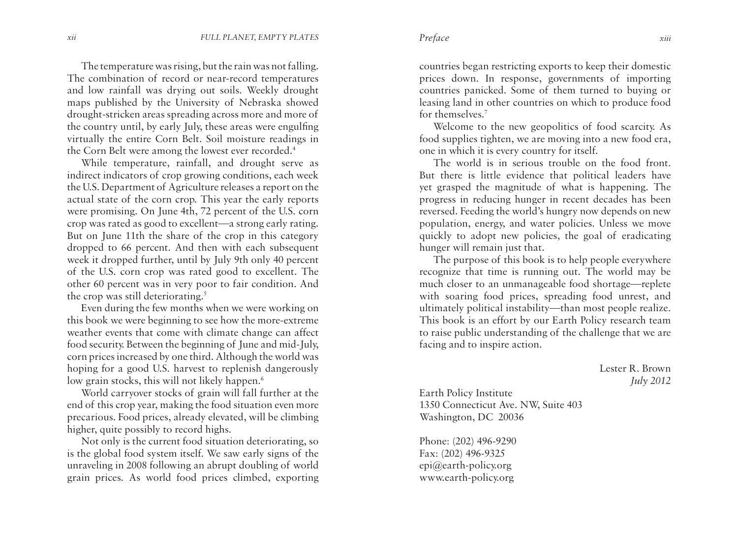The temperature was rising, but the rain was not falling. The combination of record or near-record temperatures and low rainfall was drying out soils. Weekly drought maps published by the University of Nebraska showed drought-stricken areas spreading across more and more of the country until, by early July, these areas were engulfing virtually the entire Corn Belt. Soil moisture readings in the Corn Belt were among the lowest ever recorded.[4]

While temperature, rainfall, and drought serve as indirect indicators of crop growing conditions, each week the U.S. Department of Agriculture releases a report on the actual state of the corn crop. This year the early reports were promising. On June 4th, 72 percent of the U.S. corn crop was rated as good to excellent—a strong early rating. But on June 11th the share of the crop in this category dropped to 66 percent. And then with each subsequent week it dropped further, until by July 9th only 40 percent of the U.S. corn crop was rated good to excellent. The other 60 percent was in very poor to fair condition. And the crop was still deteriorating.[5]

Even during the few months when we were working on this book we were beginning to see how the more-extreme weather events that come with climate change can affect food security. Between the beginning of June and mid-July, corn prices increased by one third. Although the world was hoping for a good U.S. harvest to replenish dangerously low grain stocks, this will not likely happen.[6]

World carryover stocks of grain will fall further at the end of this crop year, making the food situation even more precarious. Food prices, already elevated, will be climbing higher, quite possibly to record highs.

Not only is the current food situation deteriorating, so is the global food system itself. We saw early signs of the unraveling in 2008 following an abrupt doubling of world grain prices. As world food prices climbed, exporting countries began restricting exports to keep their domestic prices down. In response, governments of importing countries panicked. Some of them turned to buying or leasing land in other countries on which to produce food for themselves.[7]

Welcome to the new geopolitics of food scarcity. As food supplies tighten, we are moving into a new food era, one in which it is every country for itself.

The world is in serious trouble on the food front. But there is little evidence that political leaders have yet grasped the magnitude of what is happening. The progress in reducing hunger in recent decades has been reversed. Feeding the world's hungry now depends on new population, energy, and water policies. Unless we move quickly to adopt new policies, the goal of eradicating hunger will remain just that.

The purpose of this book is to help people everywhere recognize that time is running out. The world may be much closer to an unmanageable food shortage—replete with soaring food prices, spreading food unrest, and ultimately political instability—than most people realize. This book is an effort by our Earth Policy research team to raise public understanding of the challenge that we are facing and to inspire action.

Lester R. Brown
*July 2012*

Earth Policy Institute
1350 Connecticut Ave. NW, Suite 403
Washington, DC 20036

Phone: (202) 496-9290
Fax: (202) 496-9325
epi@earth-policy.org
www.earth-policy.org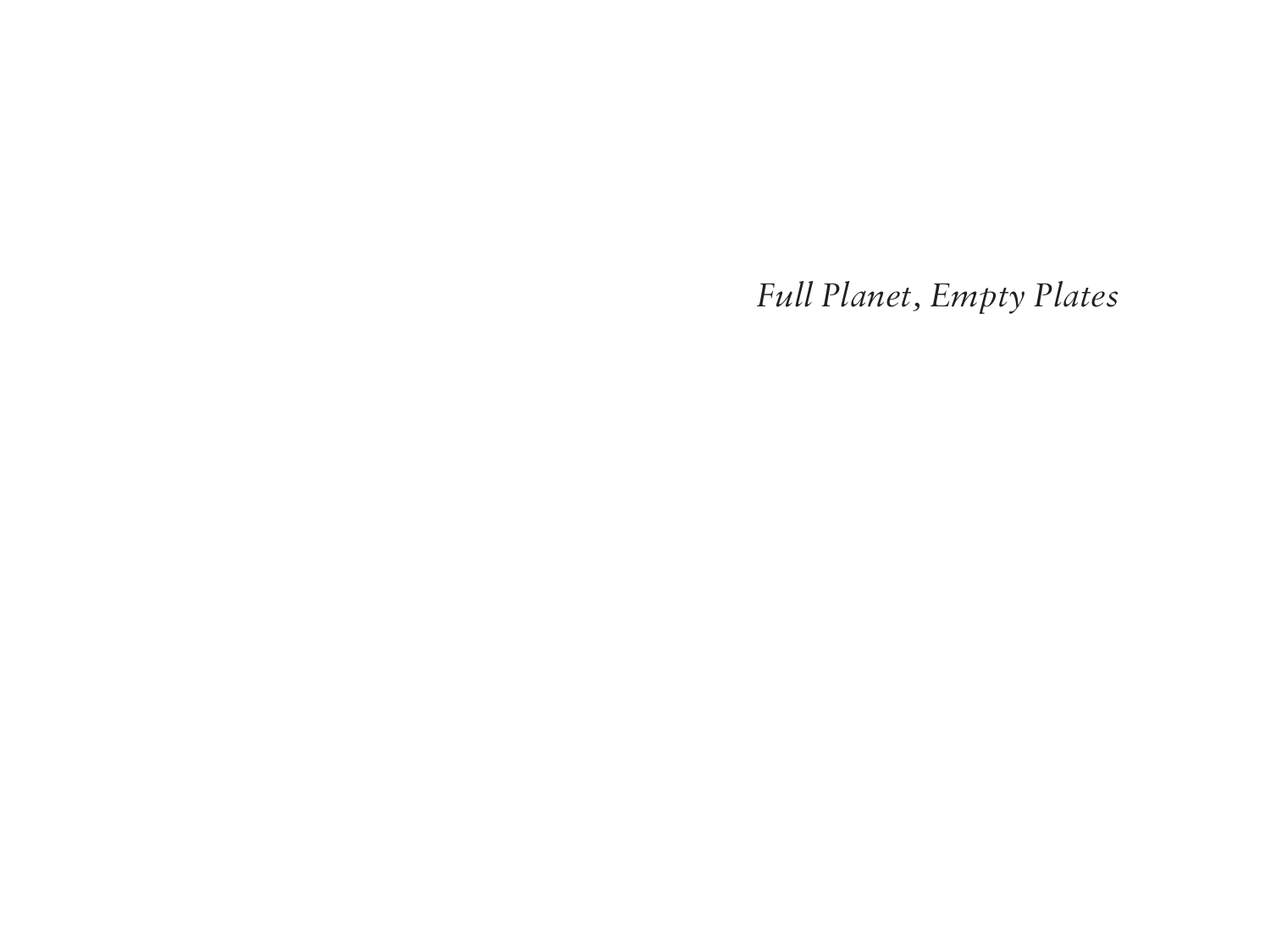*Full Planet, Empty Plates*